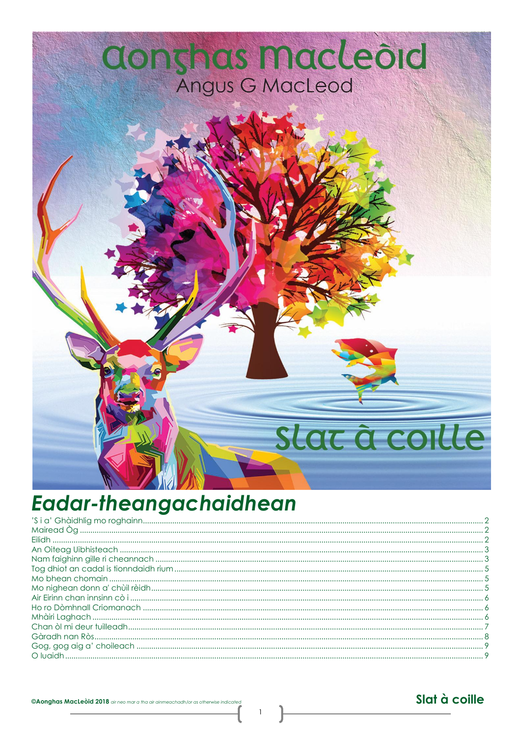# Aonghas MacLeòid

Angus G MacLeod

# Slat à coille

## *Eadar-theangachaidhean*

'S i a' Ghàidhlig mo roghainn.........2
Mairead Òg.........2
Eilidh.........2
An Oiteag Uibhisteach.........3
Nam faighinn gille ri cheannach.........3
Tog dhiot an cadal is tionndaidh rium.........5
Mo bhean chomain.........5
Mo nighean donn a' chùil rèidh.........5
Air Eirinn chan innsinn cò i.........6
Ho ro Dòmhnall Criomanach.........6
Mhàiri Laghach.........6
Chan òl mi deur tuilleadh.........7
Gàradh nan Ròs.........8
Gog, gog aig a' choileach.........9
O luaidh.........9

**©Aonghas MacLeòid 2018** *air neo mar a tha air ainmeachadh/or as otherwise indicated*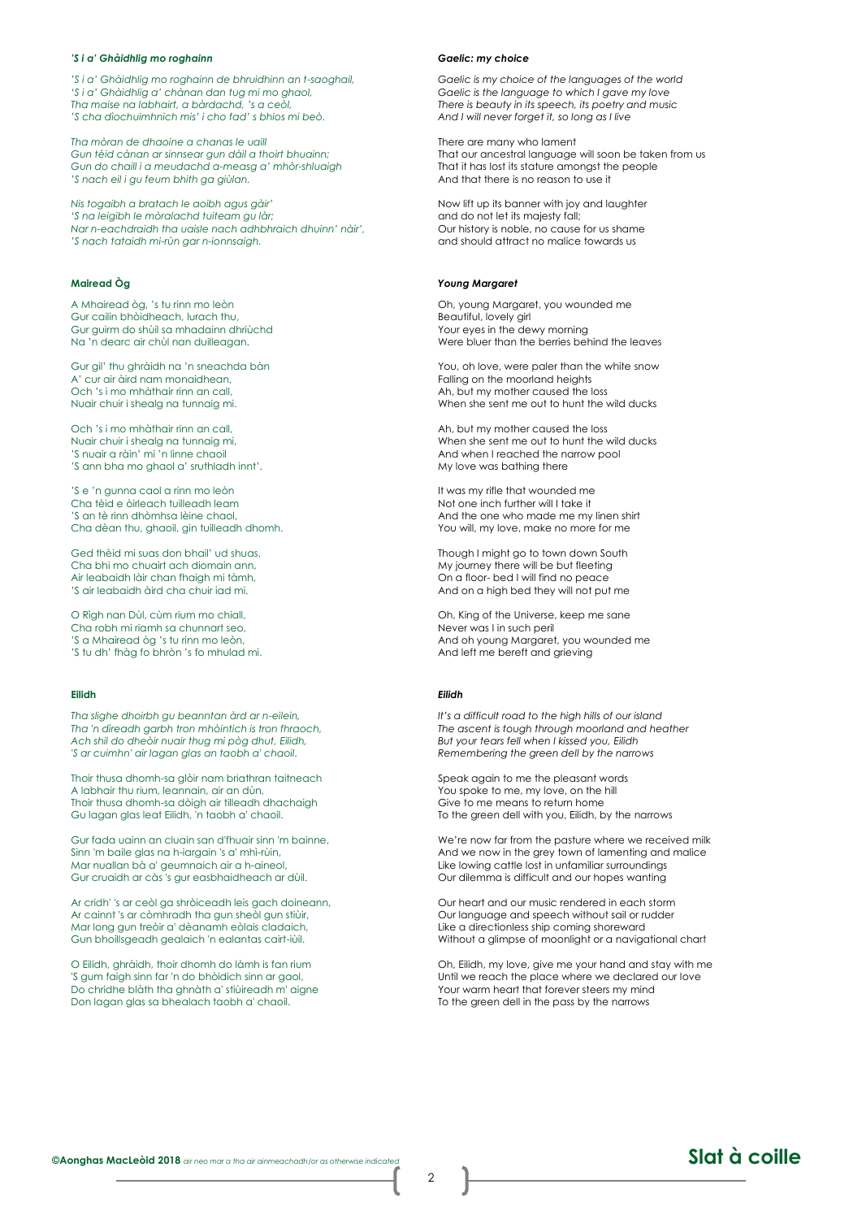### *'S i a' Ghàidhlig mo roghainn*

*'S i a' Ghàidhlig mo roghainn de bhruidhinn an t-saoghail,*
*'S i a' Ghàidhlig a' chànan dan tug mi mo ghaol,*
*Tha maise na labhairt, a bàrdachd, 's a ceòl,*
*'S cha dìochuimhnich mis' i cho fad' s bhios mi beò.*

*Tha mòran de dhaoine a chanas le uaill*
*Gun tèid cànan ar sinnsear gun dàil a thoirt bhuainn;*
*Gun do chaill i a meudachd a-measg a' mhòr-shluaigh*
*'S nach eil i gu feum bhith ga giùlan.*

*Nis togaibh a bratach le aoibh agus gàir'*
*'S na leigibh le mòralachd tuiteam gu làr;*
*Nar n-eachdraidh tha uaisle nach adhbhraich dhuinn' nàir',*
*'S nach tataidh mì-rùn gar n-ionnsaigh.*

### *Gaelic: my choice*

*Gaelic is my choice of the languages of the world*
*Gaelic is the language to which I gave my love*
*There is beauty in its speech, its poetry and music*
*And I will never forget it, so long as I live*

There are many who lament
That our ancestral language will soon be taken from us
That it has lost its stature amongst the people
And that there is no reason to use it

Now lift up its banner with joy and laughter
and do not let its majesty fall;
Our history is noble, no cause for us shame
and should attract no malice towards us

### **Mairead Òg**

A Mhairead òg, 's tu rinn mo leòn
Gur cailin bhòidheach, lurach thu,
Gur guirm do shùil sa mhadainn dhriùchd
Na 'n dearc air cùl nan duilleagan.

Gur gil' thu ghràidh na 'n sneachda bàn
A' cur air àird nam monaidhean,
Och 's i mo mhàthair rinn an call,
Nuair chuir i shealg na tunnaig mi.

Och 's i mo mhàthair rinn an call,
Nuair chuir i shealg na tunnaig mi,
'S nuair a ràin' mi 'n linne chaoil
'S ann bha mo ghaol a' sruthladh innt'.

'S e 'n gunna caol a rinn mo leòn
Cha tèid e òirleach tuilleadh leam
'S an tè rinn dhòmhsa lèine chaol,
Cha dèan thu, ghaoil, gin tuilleadh dhomh.

Ged thèid mi suas don bhail' ud shuas,
Cha bhi mo chuairt ach diomain ann,
Air leabaidh làir chan fhaigh mi tàmh,
'S air leabaidh àird cha chuir iad mi.

O Rìgh nan Dùl, cùm rium mo chiall,
Cha robh mi riamh sa chunnart seo,
'S a Mhairead òg 's tu rinn mo leòn,
'S tu dh' fhàg fo bhròn 's fo mhulad mi.

### *Young Margaret*

Oh, young Margaret, you wounded me
Beautiful, lovely girl
Your eyes in the dewy morning
Were bluer than the berries behind the leaves

You, oh love, were paler than the white snow
Falling on the moorland heights
Ah, but my mother caused the loss
When she sent me out to hunt the wild ducks

Ah, but my mother caused the loss
When she sent me out to hunt the wild ducks
And when I reached the narrow pool
My love was bathing there

It was my rifle that wounded me
Not one inch further will I take it
And the one who made me my linen shirt
You will, my love, make no more for me

Though I might go to town down South
My journey there will be but fleeting
On a floor- bed I will find no peace
And on a high bed they will not put me

Oh, King of the Universe, keep me sane
Never was I in such peril
And oh young Margaret, you wounded me
And left me bereft and grieving

### **Eilidh**

*Tha slighe dhoirbh gu beanntan àrd ar n-eilein,*
*Tha 'n dìreadh garbh tron mhòintich is tron fhraoch,*
*Ach shil do dheòir nuair thug mi pòg dhut, Eilidh,*
*'S ar cuimhn' air lagan glas an taobh a' chaoil.*

Thoir thusa dhomh-sa glòir nam briathran taitneach
A labhair thu rium, leannain, air an dùn,
Thoir thusa dhomh-sa dòigh air tilleadh dhachaigh
Gu lagan glas leat Eilidh, 'n taobh a' chaoil.

Gur fada uainn an cluain san d'fhuair sinn 'm bainne,
Sinn 'm baile glas na h-iargain 's a' mhì-rùin,
Mar nuallan bà a' geumnaich air a h-aineol,
Gur cruaidh ar càs 's gur easbhaidheach ar dùil.

Ar cridh' 's ar ceòl ga shròiceadh leis gach doineann,
Ar cainnt 's ar còmhradh tha gun sheòl gun stiùir,
Mar long gun treòir a' dèanamh eòlais cladaich,
Gun bhoillsgeadh gealaich 'n ealantas cairt-iùil.

O Eilidh, ghràidh, thoir dhomh do làmh is fan rium
'S gum faigh sinn far 'n do bhòidich sinn ar gaol,
Do chridhe blàth tha ghnàth a' stiùireadh m' aigne
Don lagan glas sa bhealach taobh a' chaoil.

### *Eilidh*

*It's a difficult road to the high hills of our island*
*The ascent is tough through moorland and heather*
*But your tears fell when I kissed you, Eilidh*
*Remembering the green dell by the narrows*

Speak again to me the pleasant words
You spoke to me, my love, on the hill
Give to me means to return home
To the green dell with you, Eilidh, by the narrows

We're now far from the pasture where we received milk
And we now in the grey town of lamenting and malice
Like lowing cattle lost in unfamiliar surroundings
Our dilemma is difficult and our hopes wanting

Our heart and our music rendered in each storm
Our language and speech without sail or rudder
Like a directionless ship coming shoreward
Without a glimpse of moonlight or a navigational chart

Oh, Eilidh, my love, give me your hand and stay with me
Until we reach the place where we declared our love
Your warm heart that forever steers my mind
To the green dell in the pass by the narrows

**©Aonghas MacLeòid 2018** *air neo mar a tha air ainmeachadh/or as otherwise indicated*

**Slat à coille**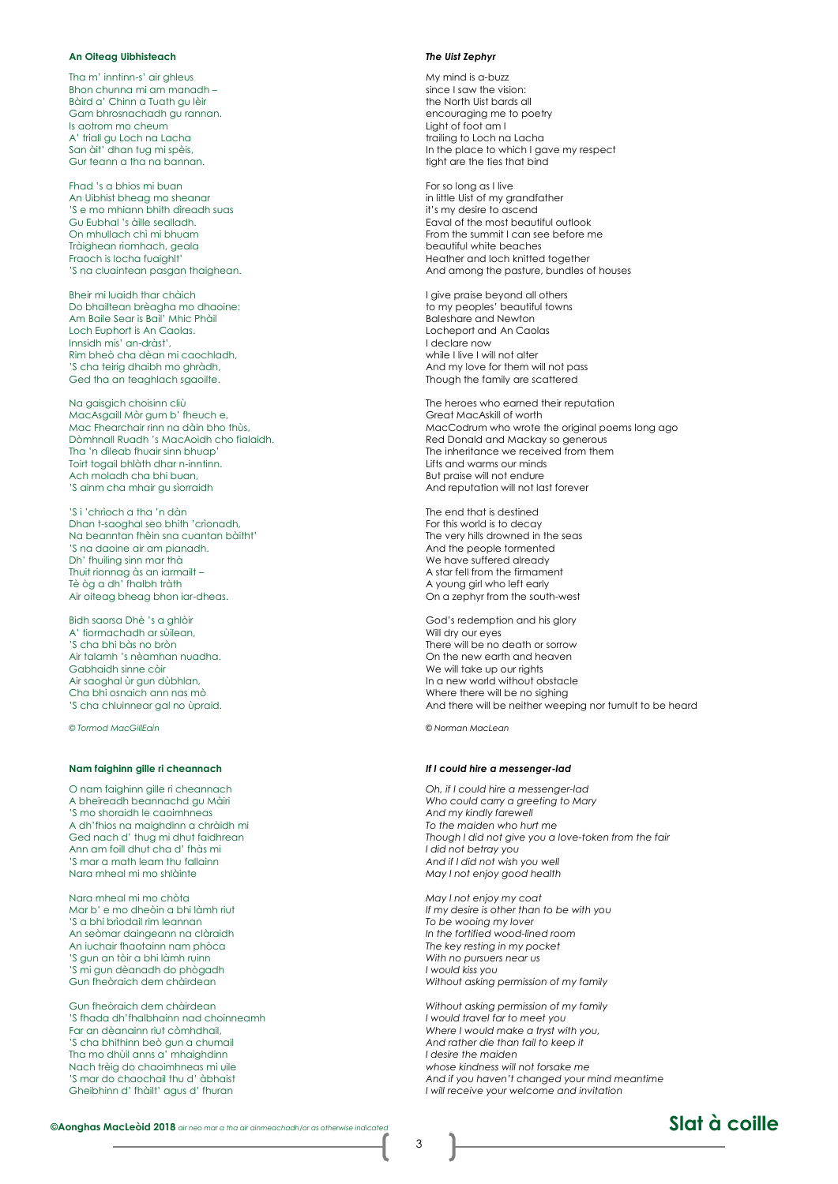### An Oiteag Uibhisteach

Tha m' inntinn-s' air ghleus
Bhon chunna mi am manadh –
Bàird a' Chinn a Tuath gu lèir
Gam bhrosnachadh gu rannan.
Is aotrom mo cheum
A' triall gu Loch na Lacha
San àit' dhan tug mi spèis,
Gur teann a tha na bannan.

Fhad 's a bhios mi buan
An Uibhist bheag mo sheanar
'S e mo mhiann bhith dìreadh suas
Gu Eubhal 's àille sealladh.
On mhullach chì mi bhuam
Tràighean rìomhach, geala
Fraoch is locha fuaighlt'
'S na cluaintean pasgan thaighean.

Bheir mi luaidh thar chàich
Do bhailtean brèagha mo dhaoine:
Am Baile Sear is Bail' Mhic Phàil
Loch Euphort is An Caolas.
Innsidh mis' an-dràst',
Rim bheò cha dèan mi caochladh,
'S cha teirig dhaibh mo ghràdh,
Ged tha an teaghlach sgaoilte.

Na gaisgich choisinn cliù
MacAsgaill Mòr gum b' fheuch e,
Mac Fhearchair rinn na dàin bho thùs,
Dòmhnall Ruadh 's MacAoidh cho fialaidh.
Tha 'n dìleab fhuair sinn bhuap'
Toirt togail bhlàth dhar n-inntinn.
Ach moladh cha bhi buan,
'S ainm cha mhair gu sìorraidh

'S i 'chrìoch a tha 'n dàn
Dhan t-saoghal seo bhith 'crìonadh,
Na beanntan fhèin sna cuantan bàitht'
'S na daoine air am pianadh.
Dh' fhuiling sinn mar thà
Thuit rionnag às an iarmailt –
Tè òg a dh' fhalbh tràth
Air oiteag bheag bhon iar-dheas.

Bidh saorsa Dhè 's a ghlòir
A' tiormachadh ar sùilean,
'S cha bhi bàs no bròn
Air talamh 's nèamhan nuadha.
Gabhaidh sinne còir
Air saoghal ùr gun dùbhlan,
Cha bhi osnaich ann nas mò
'S cha chluinnear gal no ùpraid.

*© Tormod MacGillEain*

### *The Uist Zephyr*

My mind is a-buzz
since I saw the vision:
the North Uist bards all
encouraging me to poetry
Light of foot am I
trailing to Loch na Lacha
In the place to which I gave my respect
tight are the ties that bind

For so long as I live
in little Uist of my grandfather
it's my desire to ascend
Eaval of the most beautiful outlook
From the summit I can see before me
beautiful white beaches
Heather and loch knitted together
And among the pasture, bundles of houses

I give praise beyond all others
to my peoples' beautiful towns
Baleshare and Newton
Locheport and An Caolas
I declare now
while I live I will not alter
And my love for them will not pass
Though the family are scattered

The heroes who earned their reputation
Great MacAskill of worth
MacCodrum who wrote the original poems long ago
Red Donald and Mackay so generous
The inheritance we received from them
Lifts and warms our minds
But praise will not endure
And reputation will not last forever

The end that is destined
For this world is to decay
The very hills drowned in the seas
And the people tormented
We have suffered already
A star fell from the firmament
A young girl who left early
On a zephyr from the south-west

God's redemption and his glory
Will dry our eyes
There will be no death or sorrow
On the new earth and heaven
We will take up our rights
In a new world without obstacle
Where there will be no sighing
And there will be neither weeping nor tumult to be heard

*© Norman MacLean*

### Nam faighinn gille ri cheannach

O nam faighinn gille ri cheannach
A bheireadh beannachd gu Màiri
'S mo shoraidh le caoimhneas
A dh'fhios na maighdinn a chràidh mi
Ged nach d' thug mi dhut faidhrean
Ann am foill dhut cha d' fhàs mi
'S mar a math leam thu fallainn
Nara mheal mi mo shlàinte

Nara mheal mi mo chòta
Mar b' e mo dheòin a bhi làmh riut
'S a bhi brìodail rim leannan
An seòmar daingeann na clàraidh
An iuchair fhaotainn nam phòca
'S gun an tòir a bhi làmh ruinn
'S mi gun dèanadh do phògadh
Gun fheòraich dem chàirdean

Gun fheòraich dem chàirdean
'S fhada dh'fhalbhainn nad choinneamh
Far an dèanainn riut còmhdhail,
'S cha bhithinn beò gun a chumail
Tha mo dhùil anns a' mhaighdinn
Nach trèig do chaoimhneas mi uile
'S mar do chaochail thu d' àbhaist
Gheibhinn d' fhàilt' agus d' fhuran

### *If I could hire a messenger-lad*

*Oh, if I could hire a messenger-lad*
*Who could carry a greeting to Mary*
*And my kindly farewell*
*To the maiden who hurt me*
*Though I did not give you a love-token from the fair*
*I did not betray you*
*And if I did not wish you well*
*May I not enjoy good health*

*May I not enjoy my coat*
*If my desire is other than to be with you*
*To be wooing my lover*
*In the fortified wood-lined room*
*The key resting in my pocket*
*With no pursuers near us*
*I would kiss you*
*Without asking permission of my family*

*Without asking permission of my family*
*I would travel far to meet you*
*Where I would make a tryst with you,*
*And rather die than fail to keep it*
*I desire the maiden*
*whose kindness will not forsake me*
*And if you haven't changed your mind meantime*
*I will receive your welcome and invitation*

**©Aonghas MacLeòid 2018** *air neo mar a tha air ainmeachadh/or as otherwise indicated*

**Slat à coille**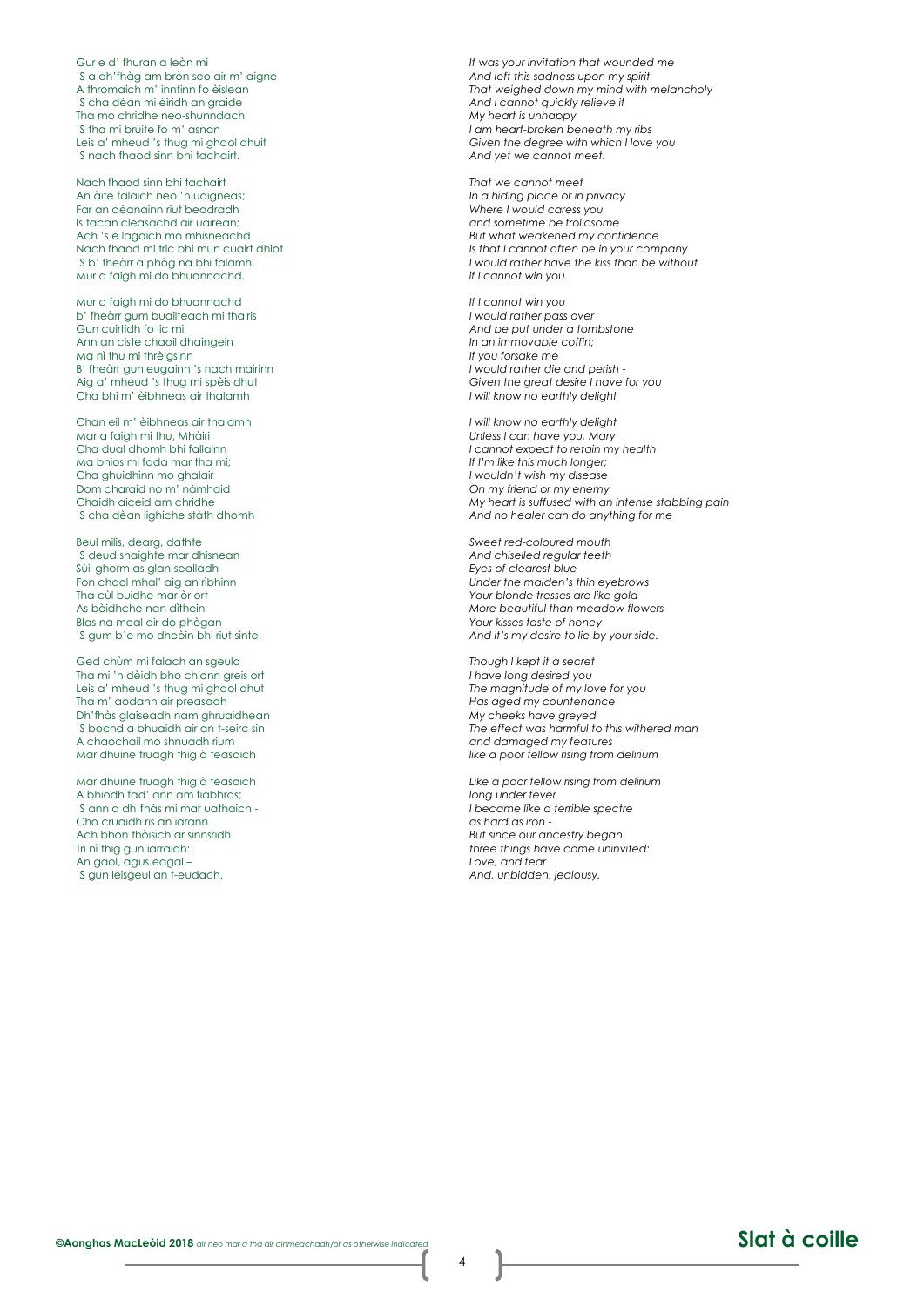Gur e d' fhuran a leòn mi
'S a dh'fhàg am bròn seo air m' aigne
A thromaich m' inntinn fo èislean
'S cha dèan mi èiridh an graide
Tha mo chridhe neo-shunndach
'S tha mi brùite fo m' asnan
Leis a' mheud 's thug mi ghaol dhuit
'S nach fhaod sinn bhi tachairt.

*It was your invitation that wounded me*
*And left this sadness upon my spirit*
*That weighed down my mind with melancholy*
*And I cannot quickly relieve it*
*My heart is unhappy*
*I am heart-broken beneath my ribs*
*Given the degree with which I love you*
*And yet we cannot meet.*

Nach fhaod sinn bhi tachairt
An àite falaich neo 'n uaigneas;
Far an dèanainn riut beadradh
Is tacan cleasachd air uairean;
Ach 's e lagaich mo mhisneachd
Nach fhaod mi tric bhi mun cuairt dhiot
'S b' fheàrr a phòg na bhi falamh
Mur a faigh mi do bhuannachd.

*That we cannot meet*
*In a hiding place or in privacy*
*Where I would caress you*
*and sometime be frolicsome*
*But what weakened my confidence*
*Is that I cannot often be in your company*
*I would rather have the kiss than be without*
*if I cannot win you.*

Mur a faigh mi do bhuannachd
b' fheàrr gum buailteach mi thairis
Gun cuirtidh fo lic mi
Ann an ciste chaoil dhaingein
Ma nì thu mi thrèigsinn
B' fheàrr gun eugainn 's nach mairinn
Aig a' mheud 's thug mi spèis dhut
Cha bhi m' èibhneas air thalamh

*If I cannot win you*
*I would rather pass over*
*And be put under a tombstone*
*In an immovable coffin;*
*If you forsake me*
*I would rather die and perish -*
*Given the great desire I have for you*
*I will know no earthly delight*

Chan eil m' èibhneas air thalamh
Mur a faigh mi thu, Mhàiri
Cha dual dhomh bhi fallainn
Ma bhios mi fada mar tha mi;
Cha ghuidhinn mo ghalair
Dom charaid no m' nàmhaid
Chaidh aiceid am chridhe
'S cha dèan lighiche stàth dhomh

*I will know no earthly delight*
*Unless I can have you, Mary*
*I cannot expect to retain my health*
*If I'm like this much longer;*
*I wouldn't wish my disease*
*On my friend or my enemy*
*My heart is suffused with an intense stabbing pain*
*And no healer can do anything for me*

Beul milis, dearg, dathte
'S deud snaighte mar dhìsnean
Sùil ghorm as glan sealladh
Fon chaol mhal' aig an rìbhinn
Tha cùl buidhe mar òr ort
As bòidhche nan dìthein
Blas na meal air do phògan
'S gum b'e mo dheòin bhi riut sìnte.

*Sweet red-coloured mouth*
*And chiselled regular teeth*
*Eyes of clearest blue*
*Under the maiden's thin eyebrows*
*Your blonde tresses are like gold*
*More beautiful than meadow flowers*
*Your kisses taste of honey*
*And it's my desire to lie by your side.*

Ged chùm mi falach an sgeula
Tha mi 'n dèidh bho chionn greis ort
Leis a' mheud 's thug mi ghaol dhut
Tha m' aodann air preasadh
Dh'fhàs glaiseadh nam ghruaidhean
'S bochd a bhuaidh air an t-seirc sin
A chaochail mo shnuadh rium
Mar dhuine truagh thig à teasaich

*Though I kept it a secret*
*I have long desired you*
*The magnitude of my love for you*
*Has aged my countenance*
*My cheeks have greyed*
*The effect was harmful to this withered man*
*and damaged my features*
*like a poor fellow rising from delirium*

Mar dhuine truagh thig à teasaich
A bhiodh fad' ann am fiabhras;
'S ann a dh'fhàs mi mar uathaich -
Cho cruaidh ris an iarann.
Ach bhon thòisich ar sinnsridh
Trì nì thig gun iarraidh:
An gaol, agus eagal –
'S gun leisgeul an t-eudach.

*Like a poor fellow rising from delirium*
*long under fever*
*I became like a terrible spectre*
*as hard as iron -*
*But since our ancestry began*
*three things have come uninvited:*
*Love, and fear*
*And, unbidden, jealousy.*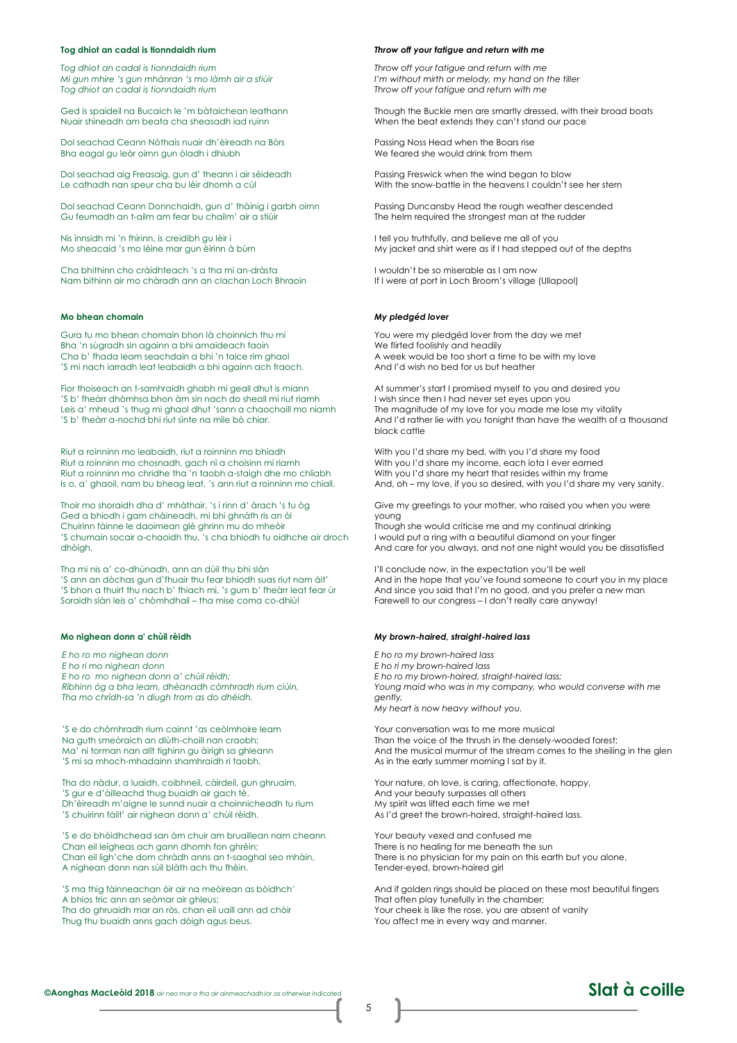**Tog dhìot an cadal is tionndaidh rium**

*Tog dhìot an cadal is tionndaidh rium*
*Mi gun mhire 's gun mhànran 's mo làmh air a stiùir*
*Tog dhìot an cadal is tionndaidh rium*

Ged is spaideil na Bucaich le 'm bàtaichean leathann
Nuair shìneadh am beata cha sheasadh iad ruinn

Dol seachad Ceann Nòthais nuair dh'èireadh na Bòrs
Bha eagal gu leòr oirnn gun òladh i dhiubh

Dol seachad aig Freasaig, gun d' theann i air sèideadh
Le cathadh nan speur cha bu lèir dhomh a cùl

Dol seachad Ceann Donnchaidh, gun d' thàinig i garbh oirnn
Gu feumadh an t-ailm am fear bu chailm' air a stiùir

Nis innsidh mi 'n fhìrinn, is creidibh gu lèir i
Mo sheacaid 's mo lèine mar gun èirinn à bùrn

Cha bhithinn cho cràidhteach 's a tha mi an-dràsta
Nam bithinn air mo chàradh ann an clachan Loch Bhraoin

***Throw off your fatigue and return with me***

*Throw off your fatigue and return with me*
*I'm without mirth or melody, my hand on the tiller*
*Throw off your fatigue and return with me*

Though the Buckie men are smartly dressed, with their broad boats
When the beat extends they can't stand our pace

Passing Noss Head when the Boars rise
We feared she would drink from them

Passing Freswick when the wind began to blow
With the snow-battle in the heavens I couldn't see her stern

Passing Duncansby Head the rough weather descended
The helm required the strongest man at the rudder

I tell you truthfully, and believe me all of you
My jacket and shirt were as if I had stepped out of the depths

I wouldn't be so miserable as I am now
If I were at port in Loch Broom's village (Ullapool)

**Mo bhean chomain**

Gura tu mo bhean chomain bhon là choinnich thu mi
Bha 'n sùgradh sin againn a bhi amaideach faoin
Cha b' fhada leam seachdain a bhi 'n taice rim ghaol
'S mi nach iarradh leat leabaidh a bhi againn ach fraoch.

Fìor thoiseach an t-samhraidh ghabh mi geall dhut is miann
'S b' fheàrr dhòmhsa bhon àm sin nach do sheall mi riut riamh
Leis a' mheud 's thug mi ghaol dhut 'sann a chaochaill mo niamh
'S b' fheàrr a-nochd bhi riut sìnte na mìle bò chiar.

Riut a roinninn mo leabaidh, riut a roinninn mo bhiadh
Riut a roinninn mo chosnadh, gach nì a choisinn mi riamh
Riut a roinninn mo chridhe tha 'n taobh a-staigh dhe mo chliabh
Is o, a' ghaoil, nam bu bheag leat, 's ann riut a roinninn mo chiall.

Thoir mo shoraidh dha d' mhàthair, 's i rinn d' àrach 's tu òg
Ged a bhiodh i gam chàineadh, mi bhi ghnàth ris an òl
Chuirinn fàinne le daoimean glè ghrinn mu do mheòir
'S chumainn socair a-chaoidh thu, 's cha bhiodh tu oidhche air droch dhòigh.

Tha mi nis a' co-dhùnadh, ann an dùil thu bhi slàn
'S ann an dòchas gun d'fhuair thu fear bhiodh suas riut nam àit'
'S bhon a thuirt thu nach b' fhiach mi, 's gum b' fheàrr leat fear ùr
Soraidh slàn leis a' chòmhdhail – tha mise coma co-dhiù!

***My pledgéd lover***

You were my pledgéd lover from the day we met
We flirted foolishly and headily
A week would be too short a time to be with my love
And I'd wish no bed for us but heather

At summer's start I promised myself to you and desired you
I wish since then I had never set eyes upon you
The magnitude of my love for you made me lose my vitality
And I'd rather lie with you tonight than have the wealth of a thousand black cattle

With you I'd share my bed, with you I'd share my food
With you I'd share my income, each iota I ever earned
With you I'd share my heart that resides within my frame
And, oh – my love, if you so desired, with you I'd share my very sanity.

Give my greetings to your mother, who raised you when you were young
Though she would criticise me and my continual drinking
I would put a ring with a beautiful diamond on your finger
And care for you always, and not one night would you be dissatisfied

I'll conclude now, in the expectation you'll be well
And in the hope that you've found someone to court you in my place
And since you said that I'm no good, and you prefer a new man
Farewell to our congress – I don't really care anyway!

**Mo nighean donn a' chùil rèidh**

*E ho ro mo nighean donn*
*E ho ri mo nighean donn*
*E ho ro  mo nighean donn a' chùil rèidh;*
*Ribhinn òg a bha leam, dhèanadh còmhradh rium ciùin,*
*Tha mo chrìdh-sa 'n diugh trom as do dhèidh.*

'S e do chòmhradh rium cainnt 'as ceòlmhoire leam
Na guth smeòraich an dlùth-choill nan craobh;
Ma' ni torman nan allt tighinn gu àirigh sa ghleann
'S mi sa mhoch-mhadainn shamhraidh ri taobh.

Tha do nàdur, a luaidh, coibhneil, càirdeil, gun ghruaim,
'S gur e d'àilleachd thug buaidh air gach tè.
Dh'èireadh m'aigne le sunnd nuair a choinnicheadh tu rium
'S chuirinn fàilt' air nighean donn a' chùil rèidh.

'S e do bhòidhchead san àm chuir am bruaillean nam cheann
Chan eil leigheas ach gann dhomh fon ghrèin;
Chan eil ligh'che dom chràdh anns an t-saoghal seo mhàin,
A nighean donn nan sùil blàth ach thu fhèin.

'S ma thig fàinneachan òir air na meòirean as bòidhch'
A bhios tric ann an seòmar air ghleus;
Tha do ghruaidh mar an ròs, chan eil uaill ann ad chòir
Thug thu buaidh anns gach dòigh agus beus.

***My brown-haired, straight-haired lass***

*E ho ro my brown-haired lass*
*E ho ri my brown-haired lass*
*E ho ro my brown-haired, straight-haired lass;*
*Young maid who was in my company, who would converse with me gently,*
*My heart is now heavy without you.*

Your conversation was to me more musical
Than the voice of the thrush in the densely-wooded forest;
And the musical murmur of the stream comes to the sheiling in the glen
As in the early summer morning I sat by it.

Your nature, oh love, is caring, affectionate, happy,
And your beauty surpasses all others
My spirit was lifted each time we met
As I'd greet the brown-haired, straight-haired lass.

Your beauty vexed and confused me
There is no healing for me beneath the sun
There is no physician for my pain on this earth but you alone,
Tender-eyed, brown-haired girl

And if golden rings should be placed on these most beautiful fingers
That often play tunefully in the chamber;
Your cheek is like the rose, you are absent of vanity
You affect me in every way and manner.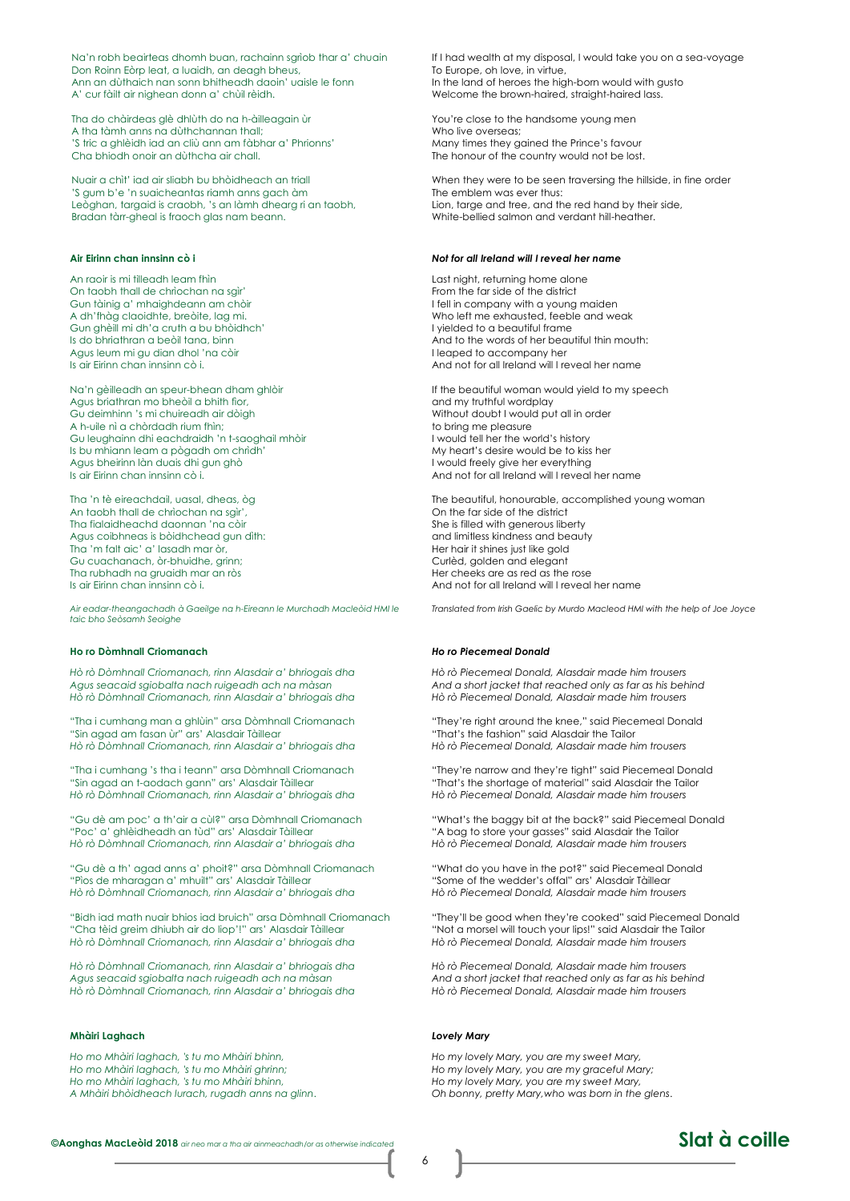Na'n robh beairteas dhomh buan, rachainn sgrìob thar a' chuain
Don Roinn Eòrp leat, a luaidh, an deagh bheus,
Ann an dùthaich nan sonn bhiteadh daoin' uaisle le fonn
A' cur fàilt air nighean donn a' chùil rèidh.

Tha do chàirdeas glè dhlùth do na h-àilleagain ùr
A tha tàmh anns na dùthchannan thall;
'S tric a ghlèidh iad an cliù ann am fàbhar a' Phrionns'
Cha bhiodh onoir an dùthcha air chall.

Nuair a chìt' iad air sliabh bu bhòidheach an triall
'S gum b'e 'n suaicheantas riamh anns gach àm
Leòghan, targaid is craobh, 's an làmh dhearg ri an taobh,
Bradan tàrr-gheal is fraoch glas nam beann.

If I had wealth at my disposal, I would take you on a sea-voyage
To Europe, oh love, in virtue,
In the land of heroes the high-born would with gusto
Welcome the brown-haired, straight-haired lass.

You're close to the handsome young men
Who live overseas;
Many times they gained the Prince's favour
The honour of the country would not be lost.

When they were to be seen traversing the hillside, in fine order
The emblem was ever thus:
Lion, targe and tree, and the red hand by their side,
White-bellied salmon and verdant hill-heather.

### Air Eirinn chan innsinn cò i

An raoir is mi tilleadh leam fhìn
On taobh thall de chrìochan na sgìr'
Gun tàinig a' mhaighdeann am chòir
A dh'fhàg claoidhte, breòite, lag mi.
Gun ghèill mi dh'a cruth a bu bhòidhch'
Is do bhriathran a beòil tana, binn
Agus leum mi gu dian dhol 'na còir
Is air Eirinn chan innsinn cò i.

Na'n gèilleadh an speur-bhean dham ghlòir
Agus briathran mo bheòil a bhith fìor,
Gu deimhinn 's mi chuireadh air dòigh
A h-uile nì a chòrdadh rium fhìn;
Gu leughainn dhi eachdraidh 'n t-saoghail mhòir
Is bu mhiann leam a pògadh om chrìdh'
Agus bheirinn làn duais dhi gun ghò
Is air Eirinn chan innsinn cò i.

Tha 'n tè eireachdail, uasal, dheas, òg
An taobh thall de chrìochan na sgìr',
Tha fialaidheachd daonnan 'na còir
Agus coibhneas is bòidhchead gun dìth:
Tha 'm falt aic' a' lasadh mar òr,
Gu cuachanach, òr-bhuidhe, grinn;
Tha rubhadh na gruaidh mar an ròs
Is air Eirinn chan innsinn cò i.

*Air eadar-theangachadh à Gaeilge na h-Eireann le Murchadh Macleòid HMI le taic bho Seòsamh Seoighe*

### *Not for all Ireland will I reveal her name*

Last night, returning home alone
From the far side of the district
I fell in company with a young maiden
Who left me exhausted, feeble and weak
I yielded to a beautiful frame
And to the words of her beautiful thin mouth:
I leaped to accompany her
And not for all Ireland will I reveal her name

If the beautiful woman would yield to my speech
and my truthful wordplay
Without doubt I would put all in order
to bring me pleasure
I would tell her the world's history
My heart's desire would be to kiss her
I would freely give her everything
And not for all Ireland will I reveal her name

The beautiful, honourable, accomplished young woman
On the far side of the district
She is filled with generous liberty
and limitless kindness and beauty
Her hair it shines just like gold
Curlèd, golden and elegant
Her cheeks are as red as the rose
And not for all Ireland will I reveal her name

*Translated from Irish Gaelic by Murdo Macleod HMI with the help of Joe Joyce*

### Ho ro Dòmhnall Criomanach

*Hò rò Dòmhnall Criomanach, rinn Alasdair a' bhriogais dha*
*Agus seacaid sgiobalta nach ruigeadh ach na màsan*
*Hò rò Dòmhnall Criomanach, rinn Alasdair a' bhriogais dha*

"Tha i cumhang man a ghlùin" arsa Dòmhnall Criomanach
"Sin agad am fasan ùr" ars' Alasdair Tàillear
*Hò rò Dòmhnall Criomanach, rinn Alasdair a' bhriogais dha*

"Tha i cumhang 's tha i teann" arsa Dòmhnall Criomanach
"Sin agad an t-aodach gann" ars' Alasdair Tàillear
*Hò rò Dòmhnall Criomanach, rinn Alasdair a' bhriogais dha*

"Gu dè am poc' a th'air a cùl?" arsa Dòmhnall Criomanach
"Poc' a' ghlèidheadh an tùd" ars' Alasdair Tàillear
*Hò rò Dòmhnall Criomanach, rinn Alasdair a' bhriogais dha*

"Gu dè a th' agad anns a' phoit?" arsa Dòmhnall Criomanach
"Pìos de mharagan a' mhuilt" ars' Alasdair Tàillear
*Hò rò Dòmhnall Criomanach, rinn Alasdair a' bhriogais dha*

"Bidh iad math nuair bhios iad bruich" arsa Dòmhnall Criomanach
"Cha tèid greim dhiubh air do liop'!" ars' Alasdair Tàillear
*Hò rò Dòmhnall Criomanach, rinn Alasdair a' bhriogais dha*

*Hò rò Dòmhnall Criomanach, rinn Alasdair a' bhriogais dha*
*Agus seacaid sgiobalta nach ruigeadh ach na màsan*
*Hò rò Dòmhnall Criomanach, rinn Alasdair a' bhriogais dha*

### *Ho ro Piecemeal Donald*

*Hò rò Piecemeal Donald, Alasdair made him trousers*
*And a short jacket that reached only as far as his behind*
*Hò rò Piecemeal Donald, Alasdair made him trousers*

"They're right around the knee," said Piecemeal Donald
"That's the fashion" said Alasdair the Tailor
*Hò rò Piecemeal Donald, Alasdair made him trousers*

"They're narrow and they're tight" said Piecemeal Donald
"That's the shortage of material" said Alasdair the Tailor
*Hò rò Piecemeal Donald, Alasdair made him trousers*

"What's the baggy bit at the back?" said Piecemeal Donald
"A bag to store your gasses" said Alasdair the Tailor
*Hò rò Piecemeal Donald, Alasdair made him trousers*

"What do you have in the pot?" said Piecemeal Donald
"Some of the wedder's offal" ars' Alasdair Tàillear
*Hò rò Piecemeal Donald, Alasdair made him trousers*

"They'll be good when they're cooked" said Piecemeal Donald
"Not a morsel will touch your lips!" said Alasdair the Tailor
*Hò rò Piecemeal Donald, Alasdair made him trousers*

*Hò rò Piecemeal Donald, Alasdair made him trousers*
*And a short jacket that reached only as far as his behind*
*Hò rò Piecemeal Donald, Alasdair made him trousers*

### Mhàiri Laghach

*Ho mo Mhàiri laghach, 's tu mo Mhàiri bhinn,*
*Ho mo Mhàiri laghach, 's tu mo Mhàiri ghrinn;*
*Ho mo Mhàiri laghach, 's tu mo Mhàiri bhinn,*
*A Mhàiri bhòidheach lurach, rugadh anns na glinn.*

### *Lovely Mary*

*Ho my lovely Mary, you are my sweet Mary,*
*Ho my lovely Mary, you are my graceful Mary;*
*Ho my lovely Mary, you are my sweet Mary,*
*Oh bonny, pretty Mary,who was born in the glens.*

**©Aonghas MacLeòid 2018** *air neo mar a tha air ainmeachadh/or as otherwise indicated*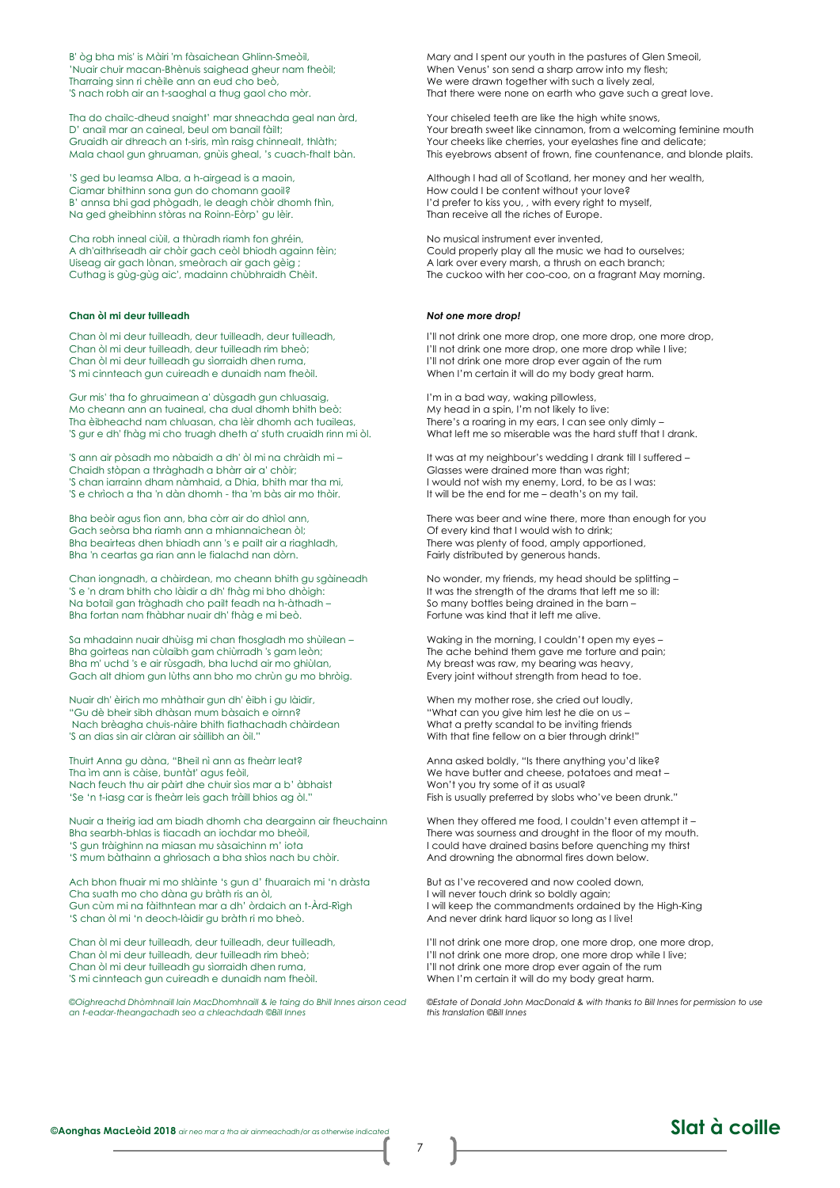B' òg bha mis' is Màiri 'm fàsaichean Ghlinn-Smeòil,
'Nuair chuir macan-Bhènuis saighead gheur nam fheòil;
Tharraing sinn ri chèile ann an eud cho beò,
'S nach robh air an t-saoghal a thug gaol cho mòr.

Tha do chailc-dheud snaight' mar shneachda geal nan àrd,
D' anail mar an caineal, beul om banail fàilt;
Gruaidh air dhreach an t-siris, mìn raisg chinnealt, thlàth;
Mala chaol gun ghruaman, gnùis gheal, 's cuach-fhalt bàn.

'S ged bu leamsa Alba, a h-airgead is a maoin,
Ciamar bhithinn sona gun do chomann gaoil?
B' annsa bhi gad phògadh, le deagh chòir dhomh fhìn,
Na ged gheibhinn stòras na Roinn-Eòrp' gu lèir.

Cha robh inneal ciùil, a thùradh riamh fon ghréin,
A dh'aithriseadh air chòir gach ceòl bhiodh againn fèin;
Uiseag air gach lònan, smeòrach air gach gèig ;
Cuthag is gùg-gùg aic', madainn chùbhraidh Chèit.

Mary and I spent our youth in the pastures of Glen Smeoil,
When Venus' son send a sharp arrow into my flesh;
We were drawn together with such a lively zeal,
That there were none on earth who gave such a great love.

Your chiseled teeth are like the high white snows,
Your breath sweet like cinnamon, from a welcoming feminine mouth
Your cheeks like cherries, your eyelashes fine and delicate;
This eyebrows absent of frown, fine countenance, and blonde plaits.

Although I had all of Scotland, her money and her wealth,
How could I be content without your love?
I'd prefer to kiss you, , with every right to myself,
Than receive all the riches of Europe.

No musical instrument ever invented,
Could properly play all the music we had to ourselves;
A lark over every marsh, a thrush on each branch;
The cuckoo with her coo-coo, on a fragrant May morning.

**Chan òl mi deur tuilleadh**

Chan òl mi deur tuilleadh, deur tuilleadh, deur tuilleadh,
Chan òl mi deur tuilleadh, deur tuilleadh rim bheò;
Chan òl mi deur tuilleadh gu sìorraidh dhen ruma,
'S mi cinnteach gun cuireadh e dunaidh nam fheòil.

Gur mis' tha fo ghruaimean a' dùsgadh gun chluasaig,
Mo cheann ann an tuaineal, cha dual dhomh bhith beò:
Tha èibheachd nam chluasan, cha lèir dhomh ach tuaileas,
'S gur e dh' fhàg mi cho truagh dheth a' stuth cruaidh rinn mi òl.

'S ann air pòsadh mo nàbaidh a dh' òl mi na chràidh mi –
Chaidh stòpan a thràghadh a bharr air a' chòir;
'S chan iarrainn dham nàmhaid, a Dhia, bhith mar tha mi,
'S e chrìoch a tha 'n dàn dhomh - tha 'm bàs air mo thòir.

Bha beòir agus fìon ann, bha còrr air do dhìol ann,
Gach seòrsa bha riamh ann a mhiannaichean òl;
Bha beairteas dhen bhiadh ann 's e pailt air a riaghladh,
Bha 'n ceartas ga rian ann le fialachd nan dòrn.

Chan iongnadh, a chàirdean, mo cheann bhith gu sgàineadh
'S e 'n dram bhith cho làidir a dh' fhàg mi bho dhòigh:
Na botail gan tràghadh cho pailt feadh na h-àthadh –
Bha fortan nam fhàbhar nuair dh' fhàg e mi beò.

Sa mhadainn nuair dhùisg mi chan fhosgladh mo shùilean –
Bha goirteas nan cùlaibh gam chiùrradh 's gam leòn;
Bha m' uchd 's e air rùsgadh, bha luchd air mo ghiùlan,
Gach alt dhìom gun lùths ann bho mo chrùn gu mo bhròig.

Nuair dh' èirich mo mhàthair gun dh' èibh i gu làidir,
"Gu dè bheir sibh dhàsan mum bàsaich e oirnn?
Nach brèagha chuis-nàire bhith fiathachadh chàirdean
'S an dias sin air clàran air sàillibh an òil."

Thuirt Anna gu dàna, "Bheil nì ann as fheàrr leat?
Tha ìm ann is càise, buntàt' agus feòil,
Nach feuch thu air pàirt dhe chuir sìos mar a b' àbhaist
'Se 'n t-iasg car is fheàrr leis gach tràill bhios ag òl."

Nuair a theirig iad am biadh dhomh cha deargainn air fheuchainn
Bha searbh-bhlas is tiacadh an ìochdar mo bheòil,
'S gun tràighinn na miasan mu sàsaichinn m' iota
'S mum bàthainn a ghrìosach a bha shìos nach bu chòir.

Ach bhon fhuair mi mo shlàinte 's gun d' fhuaraich mi 'n dràsta
Cha suath mo cho dàna gu bràth ris an òl,
Gun cùm mi na fàithntean mar a dh' òrdaich an t-Àrd-Rìgh
'S chan òl mi 'n deoch-làidir gu bràth ri mo bheò.

Chan òl mi deur tuilleadh, deur tuilleadh, deur tuilleadh,
Chan òl mi deur tuilleadh, deur tuilleadh rim bheò;
Chan òl mi deur tuilleadh gu sìorraidh dhen ruma,
'S mi cinnteach gun cuireadh e dunaidh nam fheòil.

*©Oighreachd Dhòmhnaill Iain MacDhomhnaill & le taing do Bhill Innes airson cead an t-eadar-theangachadh seo a chleachdadh ©Bill Innes*

***Not one more drop!***

I'll not drink one more drop, one more drop, one more drop,
I'll not drink one more drop, one more drop while I live;
I'll not drink one more drop ever again of the rum
When I'm certain it will do my body great harm.

I'm in a bad way, waking pillowless,
My head in a spin, I'm not likely to live:
There's a roaring in my ears, I can see only dimly –
What left me so miserable was the hard stuff that I drank.

It was at my neighbour's wedding I drank till I suffered –
Glasses were drained more than was right;
I would not wish my enemy, Lord, to be as I was:
It will be the end for me – death's on my tail.

There was beer and wine there, more than enough for you
Of every kind that I would wish to drink;
There was plenty of food, amply apportioned,
Fairly distributed by generous hands.

No wonder, my friends, my head should be splitting –
It was the strength of the drams that left me so ill:
So many bottles being drained in the barn –
Fortune was kind that it left me alive.

Waking in the morning, I couldn't open my eyes –
The ache behind them gave me torture and pain;
My breast was raw, my bearing was heavy,
Every joint without strength from head to toe.

When my mother rose, she cried out loudly,
"What can you give him lest he die on us –
What a pretty scandal to be inviting friends
With that fine fellow on a bier through drink!"

Anna asked boldly, "Is there anything you'd like?
We have butter and cheese, potatoes and meat –
Won't you try some of it as usual?
Fish is usually preferred by slobs who've been drunk."

When they offered me food, I couldn't even attempt it –
There was sourness and drought in the floor of my mouth.
I could have drained basins before quenching my thirst
And drowning the abnormal fires down below.

But as I've recovered and now cooled down,
I will never touch drink so boldly again;
I will keep the commandments ordained by the High-King
And never drink hard liquor so long as I live!

I'll not drink one more drop, one more drop, one more drop,
I'll not drink one more drop, one more drop while I live;
I'll not drink one more drop ever again of the rum
When I'm certain it will do my body great harm.

*©Estate of Donald John MacDonald & with thanks to Bill Innes for permission to use this translation ©Bill Innes*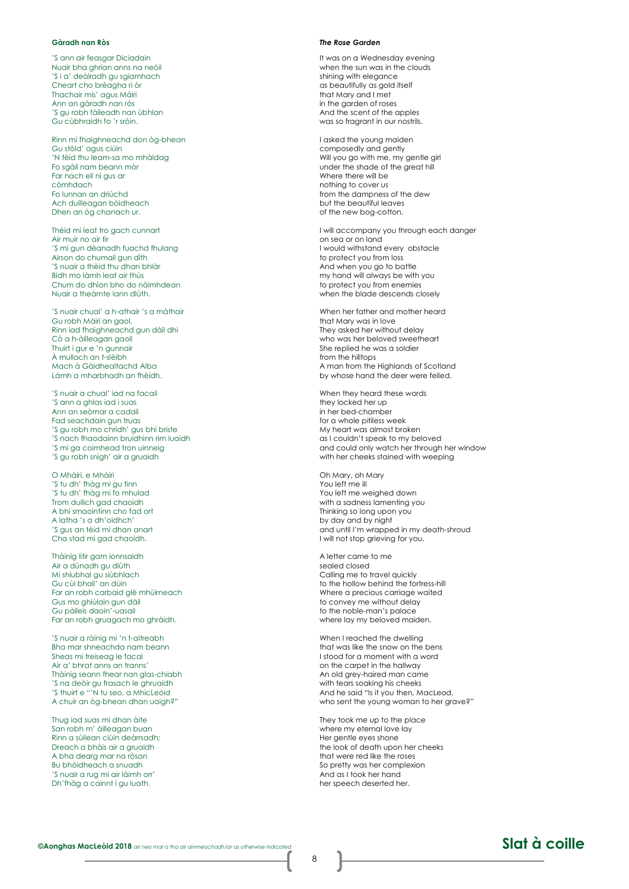**Gàradh nan Ròs**

'S ann air feasgar Diciadain
Nuair bha ghrian anns na neòil
'S i a' deàlradh gu sgiamhach
Cheart cho brèagha ri òr
Thachair mis' agus Màiri
Ann an gàradh nan ròs
'S gu robh fàileadh nan ùbhlan
Gu cùbhraidh fo 'r sròin.

Rinn mi fhaighneachd don òg-bhean
Gu stòld' agus ciùin
'N tèid thu leam-sa mo mhàldag
Fo sgàil nam beann mòr
Far nach eil nì gus ar
còmhdach
Fo lunnan an driùchd
Ach duilleagan bòidheach
Dhen an òg chanach ur.

Thèid mi leat tro gach cunnart
Air muir no air tìr
'S mi gun dèanadh fuachd fhulang
Airson do chumail gun dìth
'S nuair a thèid thu dhan bhlàr
Bidh mo làmh leat air thùs
Chum do dhìon bho do nàimhdean
Nuair a theàrnte lann dlùth.

'S nuair chual' a h-athair 's a màthair
Gu robh Màiri an gaol,
Rinn iad fhaighneachd gun dàil dhi
Cò a h-àilleagan gaoil
Thuirt i gur e 'n gunnair
À mullach an t-slèibh
Mach à Gàidhealtachd Alba
Làmh a mharbhadh an fhèidh.

'S nuair a chual' iad na facail
'S ann a ghlas iad i suas
Ann an seòmar a cadail
Fad seachdain gun truas
'S gu robh mo chrìdh' gus bhi briste
'S nach fhaodainn bruidhinn rim luaidh
'S mi ga coimhead tron uinneig
'S gu robh snigh' air a gruaidh

O Mhàiri, e Mhàiri
'S tu dh' fhàg mi gu tinn
'S tu dh' fhàg mi fo mhulad
Trom duilich gad chaoidh
A bhi smaointinn cho fad ort
A latha 's a dh'oidhch'
'S gus an tèid mi dhan anart
Cha stad mi gad chaoidh.

Thàinig litir gam ionnsaidh
Air a dùnadh gu dlùth
Mi shiubhal gu siùbhlach
Gu cùl bhail' an dùin
Far an robh carbaid glè mhùirneach
Gus mo ghiùlain gun dàil
Gu pàileis daoin'-uasail
Far an robh gruagach mo ghràidh.

'S nuair a ràinig mi 'n t-aitreabh
Bha mar shneachda nam beann
Sheas mi treiseag le facal
Air a' bhrat anns an trans'
Thàinig seann fhear nan glas-chiabh
'S na deòir gu frasach le ghruaidh
'S thuirt e "'N tu seo, a MhicLeòid
A chuir an òg-bhean dhan uaigh?"

Thug iad suas mi dhan àite
San robh m' àilleagan buan
Rinn a sùilean ciùin deàrrsadh;
Dreach a bhàis air a gruaidh
A bha dearg mar na ròsan
Bu bhòidheach a snuadh
'S nuair a rug mi air làimh orr'
Dh'fhàg a cainnt i gu luath.

***The Rose Garden***

It was on a Wednesday evening
when the sun was in the clouds
shining with elegance
as beautifully as gold itself
that Mary and I met
in the garden of roses
And the scent of the apples
was so fragrant in our nostrils.

I asked the young maiden
composedly and gently
Will you go with me, my gentle girl
under the shade of the great hill
Where there will be
nothing to cover us
from the dampness of the dew
but the beautiful leaves
of the new bog-cotton.

I will accompany you through each danger
on sea or on land
I would withstand every obstacle
to protect you from loss
And when you go to battle
my hand will always be with you
to protect you from enemies
when the blade descends closely

When her father and mother heard
that Mary was in love
They asked her without delay
who was her beloved sweetheart
She replied he was a soldier
from the hilltops
A man from the Highlands of Scotland
by whose hand the deer were felled.

When they heard these words
they locked her up
in her bed-chamber
for a whole pitiless week
My heart was almost broken
as I couldn't speak to my beloved
and could only watch her through her window
with her cheeks stained with weeping

Oh Mary, oh Mary
You left me ill
You left me weighed down
with a sadness lamenting you
Thinking so long upon you
by day and by night
and until I'm wrapped in my death-shroud
I will not stop grieving for you.

A letter came to me
sealed closed
Calling me to travel quickly
to the hollow behind the fortress-hill
Where a precious carriage waited
to convey me without delay
to the noble-man's palace
where lay my beloved maiden.

When I reached the dwelling
that was like the snow on the bens
I stood for a moment with a word
on the carpet in the hallway
An old grey-haired man came
with tears soaking his cheeks
And he said "Is it you then, MacLeod,
who sent the young woman to her grave?"

They took me up to the place
where my eternal love lay
Her gentle eyes shone
the look of death upon her cheeks
that were red like the roses
So pretty was her complexion
And as I took her hand
her speech deserted her.

**©Aonghas MacLeòid 2018** *air neo mar a tha air ainmeachadh/or as otherwise indicated*

**Slat à coille**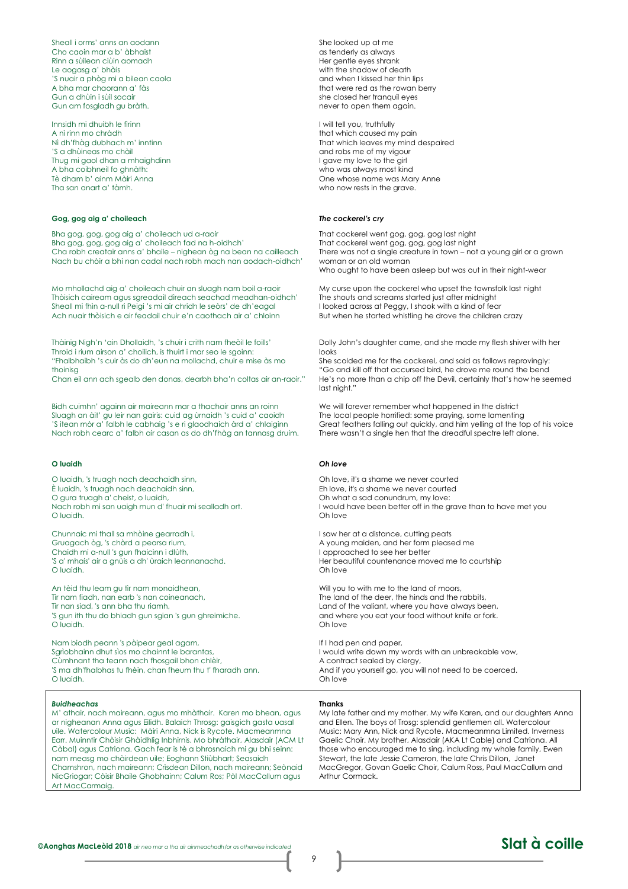Sheall i orms' anns an aodann
Cho caoin mar a b' àbhaist
Rinn a sùilean ciùin aomadh
Le aogasg a' bhàis
'S nuair a phòg mi a bilean caola
A bha mar chaorann a' fàs
Gun a dhùin i sùil socair
Gun am fosgladh gu bràth.

She looked up at me
as tenderly as always
Her gentle eyes shrank
with the shadow of death
and when I kissed her thin lips
that were red as the rowan berry
she closed her tranquil eyes
never to open them again.

Innsidh mi dhuibh le fìrinn
A nì rinn mo chràdh
Nì dh'fhàg dubhach m' inntinn
'S a dhùineas mo chàil
Thug mi gaol dhan a mhaighdinn
A bha coibhneil fo ghnàth:
Tè dham b' ainm Màiri Anna
Tha san anart a' tàmh.

I will tell you, truthfully
that which caused my pain
That which leaves my mind despaired
and robs me of my vigour
I gave my love to the girl
who was always most kind
One whose name was Mary Anne
who now rests in the grave.

#### Gog, gog aig a' choileach

Bha gog, gog, gog aig a' choileach ud a-raoir
Bha gog, gog, gog aig a' choileach fad na h-oidhch'
Cha robh creutair anns a' bhaile – nighean òg na bean na cailleach
Nach bu chòir a bhi nan cadal nach robh mach nan aodach-oidhch'

Mo mhollachd aig a' choileach chuir an sluagh nam boil a-raoir
Thòisich caiream agus sgreadail dìreach seachad meadhan-oidhch'
Sheall mi fhìn a-null ri Peigi 's mi air chridh le seòrs' de dh'eagal
Ach nuair thòisich e air feadail chuir e'n caothach air a' chloinn

Thàinig Nigh'n 'ain Dhollaidh, 's chuir i crith nam fheòil le foill'
Throid i rium airson a' choilich, is thuirt i mar seo le sgoinn:
"Fhalbhaibh 's cuir às do dh'eun na mollachd, chuir e mise às mo thoinisg
Chan eil ann ach sgealb den donas, dearbh bha'n coltas air an-raoir."

Bidh cuimhn' againn air maireann mar a thachair anns an roinn
Sluagh an àit' gu leir nan gairis: cuid ag ùrnaidh 's cuid a' caoidh
'S itean mòr a' falbh le cabhaig 's e ri glaodhaich àrd a' chlaiginn
Nach robh cearc a' falbh air casan as do dh'fhàg an tannasg druim.

#### *The cockerel's cry*

That cockerel went gog, gog, gog last night
That cockerel went gog, gog, gog last night
There was not a single creature in town – not a young girl or a grown woman or an old woman
Who ought to have been asleep but was out in their night-wear

My curse upon the cockerel who upset the townsfolk last night
The shouts and screams started just after midnight
I looked across at Peggy, I shook with a kind of fear
But when he started whistling he drove the children crazy

Dolly John's daughter came, and she made my flesh shiver with her looks
She scolded me for the cockerel, and said as follows reprovingly:
"Go and kill off that accursed bird, he drove me round the bend
He's no more than a chip off the Devil, certainly that's how he seemed last night."

We will forever remember what happened in the district
The local people horrified: some praying, some lamenting
Great feathers falling out quickly, and him yelling at the top of his voice
There wasn't a single hen that the dreadful spectre left alone.

#### O luaidh

O luaidh, 's truagh nach deachaidh sinn,
È luaidh, 's truagh nach deachaidh sinn,
O gura truagh a' cheist, o luaidh,
Nach robh mi san uaigh mun d' fhuair mi sealladh ort.
O luaidh.

Chunnaic mi thall sa mhòine gearradh i,
Gruagach òg, 's chòrd a pearsa rium,
Chaidh mi a-null 's gun fhaicinn i dlùth,
'S a' mhais' air a gnùis a dh' ùraich leannanachd.
O luaidh.

An tèid thu leam gu tìr nam monaidhean,
Tìr nam fiadh, nan earb 's nan coineanach,
Tìr nan siad, 's ann bha thu riamh,
'S gun ith thu do bhiadh gun sgian 's gun ghreimiche.
O luaidh.

Nam biodh peann 's pàipear geal agam,
Sgrìobhainn dhut sìos mo chainnt le barantas,
Cùmhnant tha teann nach fhosgail bhon chlèir,
'S ma dh'fhalbhas tu fhèin, chan fheum thu t' fharadh ann.
O luaidh.

#### *Oh love*

Oh love, it's a shame we never courted
Eh love, it's a shame we never courted
Oh what a sad conundrum, my love:
I would have been better off in the grave than to have met you
Oh love

I saw her at a distance, cutting peats
A young maiden, and her form pleased me
I approached to see her better
Her beautiful countenance moved me to courtship
Oh love

Will you to with me to the land of moors,
The land of the deer, the hinds and the rabbits,
Land of the valiant, where you have always been,
and where you eat your food without knife or fork.
Oh love

If I had pen and paper,
I would write down my words with an unbreakable vow,
A contract sealed by clergy,
And if you yourself go, you will not need to be coerced.
Oh love

#### *Buidheachas*

M' athair, nach maireann, agus mo mhàthair. Karen mo bhean, agus ar nigheanan Anna agus Eilidh. Balaich Throsg: gaisgich gasta uasal uile. Watercolour Music: Màiri Anna, Nick is Rycote. Macmeanmna Earr. Muinntir Chòisir Ghàidhlig Inbhirnis. Mo bhràthair, Alasdair (ACM Lt Càbal) agus Catrìona. Gach fear is tè a bhrosnaich mi gu bhi seinn: nam measg mo chàirdean uile; Eoghann Stiùbhart; Seasaidh Chamshron, nach maireann; Crìsdean Dillon, nach maireann; Seònaid NicGriogar; Còisir Bhaile Ghobhainn; Calum Ros; Pòl MacCallum agus Art MacCarmaig.

#### Thanks

My late father and my mother. My wife Karen, and our daughters Anna and Ellen. The boys of Trosg: splendid gentlemen all. Watercolour Music: Mary Ann, Nick and Rycote. Macmeanmna Limited. Inverness Gaelic Choir. My brother, Alasdair (AKA Lt Cable) and Catriona. All those who encouraged me to sing, including my whole family, Ewen Stewart, the late Jessie Cameron, the late Chris Dillon, Janet MacGregor, Govan Gaelic Choir, Calum Ross, Paul MacCallum and Arthur Cormack.

**©Aonghas MacLeòid 2018** *air neo mar a tha air ainmeachadh/or as otherwise indicated*